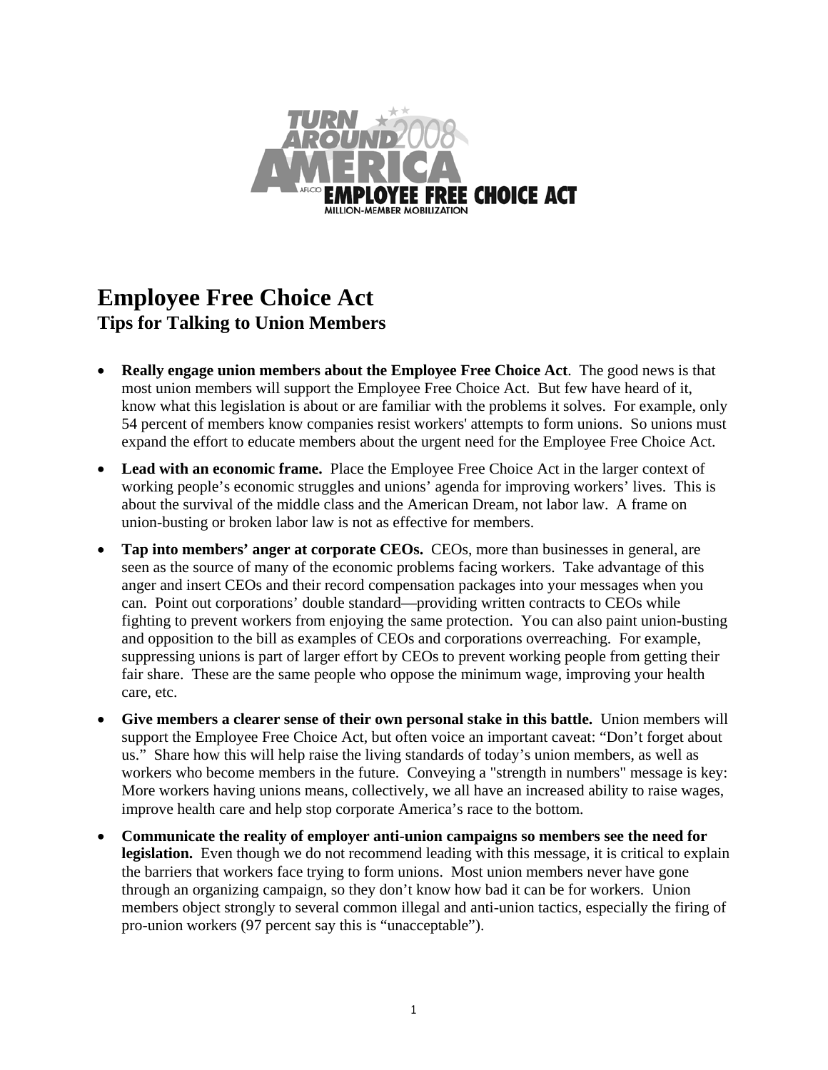# Employee Free Choice Act

## Tips for Talking to Union Members

- **Really engage union members about the Employee Free Choice Act**. The good news is that most union members will support the Employee Free Choice Act. But few have heard of it, know what this legislation is about or are familiar with the problems it solves. For example, only 54 percent of members know companies resist workers' attempts to form unions. So unions must expand the effort to educate members about the urgent need for the Employee Free Choice Act.
- **Lead with an economic frame.** Place the Employee Free Choice Act in the larger context of working people's economic struggles and unions' agenda for improving workers' lives. This is about the survival of the middle class and the American Dream, not labor law. A frame on union-busting or broken labor law is not as effective for members.
- **Tap into members' anger at corporate CEOs.** CEOs, more than businesses in general, are seen as the source of many of the economic problems facing workers. Take advantage of this anger and insert CEOs and their record compensation packages into your messages when you can. Point out corporations' double standard—providing written contracts to CEOs while fighting to prevent workers from enjoying the same protection. You can also paint union-busting and opposition to the bill as examples of CEOs and corporations overreaching. For example, suppressing unions is part of larger effort by CEOs to prevent working people from getting their fair share. These are the same people who oppose the minimum wage, improving your health care, etc.
- **Give members a clearer sense of their own personal stake in this battle.** Union members will support the Employee Free Choice Act, but often voice an important caveat: "Don't forget about us." Share how this will help raise the living standards of today's union members, as well as workers who become members in the future. Conveying a "strength in numbers" message is key: More workers having unions means, collectively, we all have an increased ability to raise wages, improve health care and help stop corporate America's race to the bottom.
- **Communicate the reality of employer anti-union campaigns so members see the need for legislation.** Even though we do not recommend leading with this message, it is critical to explain the barriers that workers face trying to form unions. Most union members never have gone through an organizing campaign, so they don't know how bad it can be for workers. Union members object strongly to several common illegal and anti-union tactics, especially the firing of pro-union workers (97 percent say this is "unacceptable").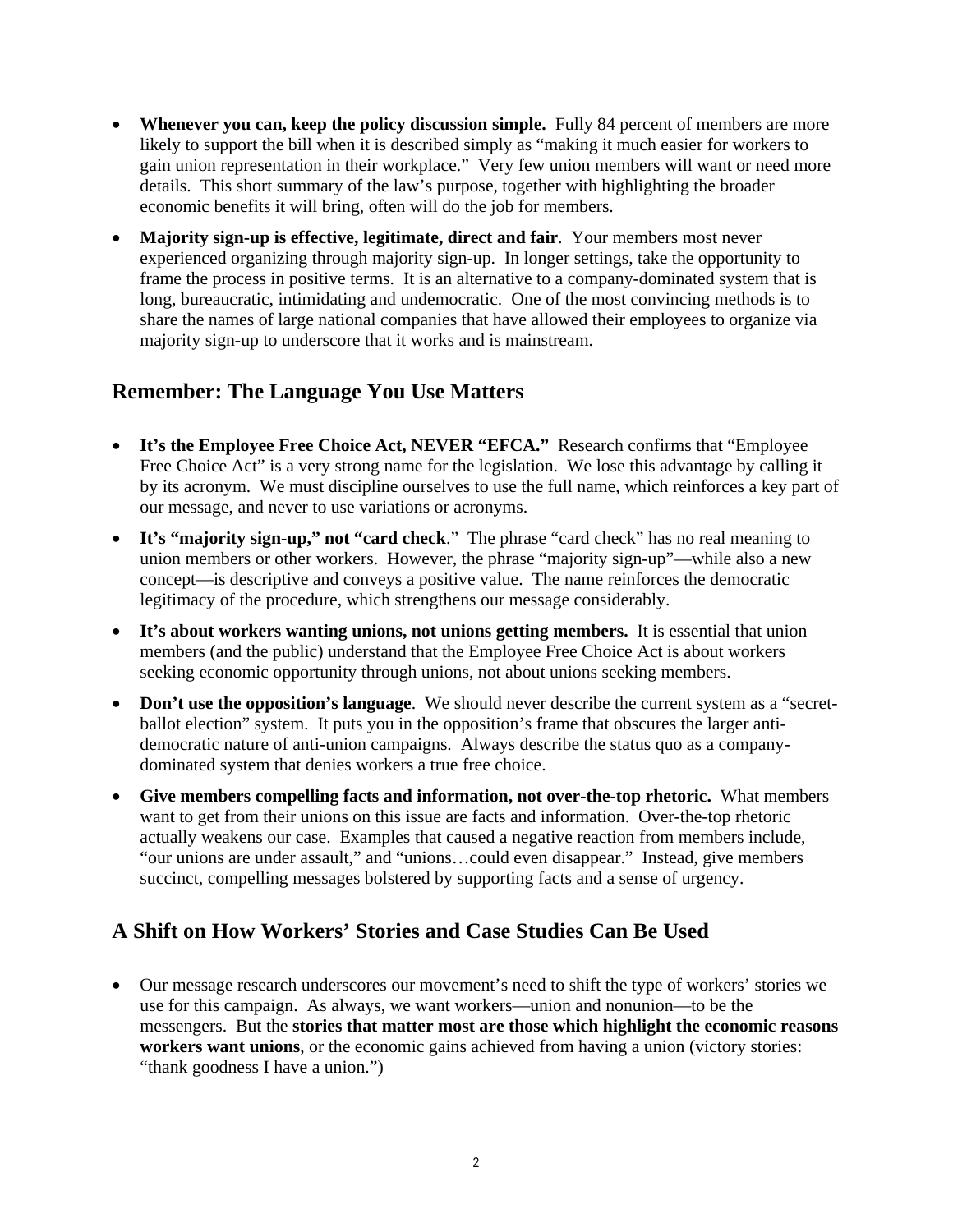- **Whenever you can, keep the policy discussion simple.** Fully 84 percent of members are more likely to support the bill when it is described simply as "making it much easier for workers to gain union representation in their workplace." Very few union members will want or need more details. This short summary of the law's purpose, together with highlighting the broader economic benefits it will bring, often will do the job for members.
- **Majority sign-up is effective, legitimate, direct and fair**. Your members most never experienced organizing through majority sign-up. In longer settings, take the opportunity to frame the process in positive terms. It is an alternative to a company-dominated system that is long, bureaucratic, intimidating and undemocratic. One of the most convincing methods is to share the names of large national companies that have allowed their employees to organize via majority sign-up to underscore that it works and is mainstream.

## Remember: The Language You Use Matters

- **It's the Employee Free Choice Act, NEVER "EFCA."** Research confirms that "Employee Free Choice Act" is a very strong name for the legislation. We lose this advantage by calling it by its acronym. We must discipline ourselves to use the full name, which reinforces a key part of our message, and never to use variations or acronyms.
- **It's "majority sign-up," not "card check**." The phrase "card check" has no real meaning to union members or other workers. However, the phrase "majority sign-up"—while also a new concept—is descriptive and conveys a positive value. The name reinforces the democratic legitimacy of the procedure, which strengthens our message considerably.
- **It's about workers wanting unions, not unions getting members.** It is essential that union members (and the public) understand that the Employee Free Choice Act is about workers seeking economic opportunity through unions, not about unions seeking members.
- **Don't use the opposition's language**. We should never describe the current system as a "secret-ballot election" system. It puts you in the opposition's frame that obscures the larger anti-democratic nature of anti-union campaigns. Always describe the status quo as a company-dominated system that denies workers a true free choice.
- **Give members compelling facts and information, not over-the-top rhetoric.** What members want to get from their unions on this issue are facts and information. Over-the-top rhetoric actually weakens our case. Examples that caused a negative reaction from members include, "our unions are under assault," and "unions…could even disappear." Instead, give members succinct, compelling messages bolstered by supporting facts and a sense of urgency.

## A Shift on How Workers' Stories and Case Studies Can Be Used

- Our message research underscores our movement's need to shift the type of workers' stories we use for this campaign. As always, we want workers—union and nonunion—to be the messengers. But the **stories that matter most are those which highlight the economic reasons workers want unions**, or the economic gains achieved from having a union (victory stories: "thank goodness I have a union.")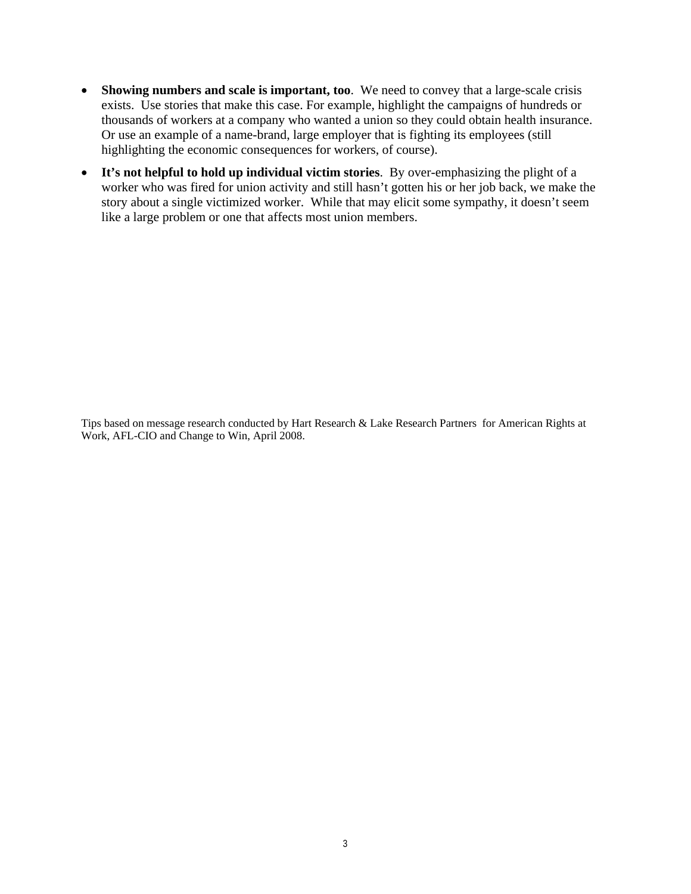- **Showing numbers and scale is important, too**. We need to convey that a large-scale crisis exists. Use stories that make this case. For example, highlight the campaigns of hundreds or thousands of workers at a company who wanted a union so they could obtain health insurance. Or use an example of a name-brand, large employer that is fighting its employees (still highlighting the economic consequences for workers, of course).
- **It's not helpful to hold up individual victim stories**. By over-emphasizing the plight of a worker who was fired for union activity and still hasn't gotten his or her job back, we make the story about a single victimized worker. While that may elicit some sympathy, it doesn't seem like a large problem or one that affects most union members.

Tips based on message research conducted by Hart Research & Lake Research Partners for American Rights at Work, AFL-CIO and Change to Win, April 2008.